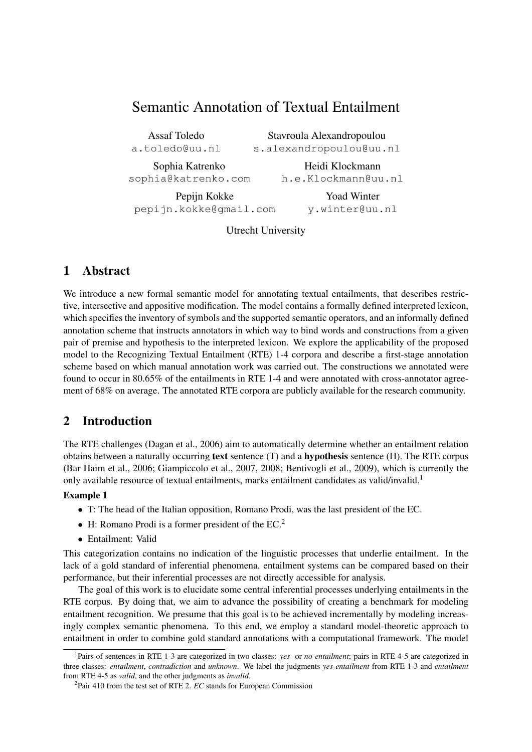# Semantic Annotation of Textual Entailment

Assaf Toledo
a.toledo@uu.nl

Stavroula Alexandropoulou
s.alexandropoulou@uu.nl

Sophia Katrenko
sophia@katrenko.com

Heidi Klockmann
h.e.Klockmann@uu.nl

Pepijn Kokke
pepijn.kokke@gmail.com

Yoad Winter
y.winter@uu.nl

Utrecht University

## 1 Abstract

We introduce a new formal semantic model for annotating textual entailments, that describes restrictive, intersective and appositive modification. The model contains a formally defined interpreted lexicon, which specifies the inventory of symbols and the supported semantic operators, and an informally defined annotation scheme that instructs annotators in which way to bind words and constructions from a given pair of premise and hypothesis to the interpreted lexicon. We explore the applicability of the proposed model to the Recognizing Textual Entailment (RTE) 1-4 corpora and describe a first-stage annotation scheme based on which manual annotation work was carried out. The constructions we annotated were found to occur in 80.65% of the entailments in RTE 1-4 and were annotated with cross-annotator agreement of 68% on average. The annotated RTE corpora are publicly available for the research community.

## 2 Introduction

The RTE challenges (Dagan et al., 2006) aim to automatically determine whether an entailment relation obtains between a naturally occurring **text** sentence (T) and a **hypothesis** sentence (H). The RTE corpus (Bar Haim et al., 2006; Giampiccolo et al., 2007, 2008; Bentivogli et al., 2009), which is currently the only available resource of textual entailments, marks entailment candidates as valid/invalid.[1]

**Example 1**

- T: The head of the Italian opposition, Romano Prodi, was the last president of the EC.
- H: Romano Prodi is a former president of the EC.[2]
- Entailment: Valid

This categorization contains no indication of the linguistic processes that underlie entailment. In the lack of a gold standard of inferential phenomena, entailment systems can be compared based on their performance, but their inferential processes are not directly accessible for analysis.

The goal of this work is to elucidate some central inferential processes underlying entailments in the RTE corpus. By doing that, we aim to advance the possibility of creating a benchmark for modeling entailment recognition. We presume that this goal is to be achieved incrementally by modeling increasingly complex semantic phenomena. To this end, we employ a standard model-theoretic approach to entailment in order to combine gold standard annotations with a computational framework. The model

---

[1] Pairs of sentences in RTE 1-3 are categorized in two classes: *yes-* or *no-entailment*; pairs in RTE 4-5 are categorized in three classes: *entailment*, *contradiction* and *unknown*. We label the judgments *yes-entailment* from RTE 1-3 and *entailment* from RTE 4-5 as *valid*, and the other judgments as *invalid*.

[2] Pair 410 from the test set of RTE 2. *EC* stands for European Commission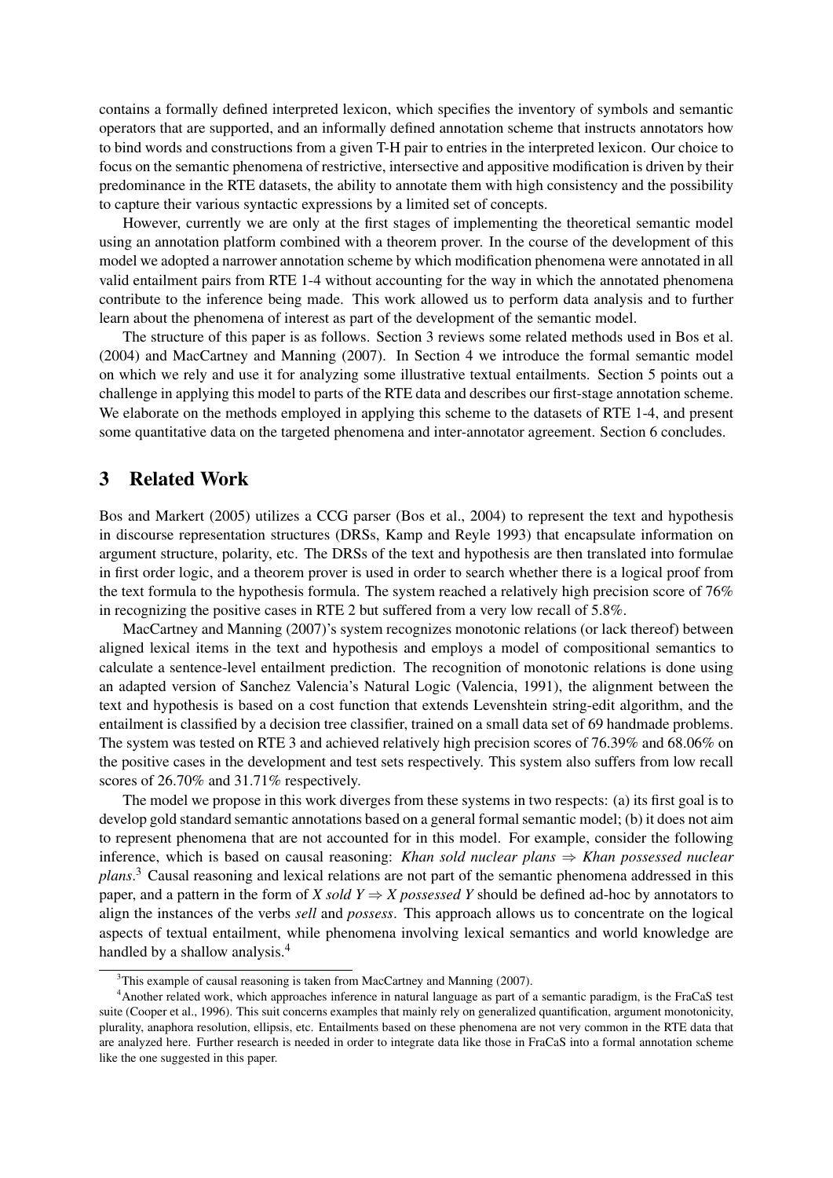contains a formally defined interpreted lexicon, which specifies the inventory of symbols and semantic operators that are supported, and an informally defined annotation scheme that instructs annotators how to bind words and constructions from a given T-H pair to entries in the interpreted lexicon. Our choice to focus on the semantic phenomena of restrictive, intersective and appositive modification is driven by their predominance in the RTE datasets, the ability to annotate them with high consistency and the possibility to capture their various syntactic expressions by a limited set of concepts.

However, currently we are only at the first stages of implementing the theoretical semantic model using an annotation platform combined with a theorem prover. In the course of the development of this model we adopted a narrower annotation scheme by which modification phenomena were annotated in all valid entailment pairs from RTE 1-4 without accounting for the way in which the annotated phenomena contribute to the inference being made. This work allowed us to perform data analysis and to further learn about the phenomena of interest as part of the development of the semantic model.

The structure of this paper is as follows. Section 3 reviews some related methods used in Bos et al. (2004) and MacCartney and Manning (2007). In Section 4 we introduce the formal semantic model on which we rely and use it for analyzing some illustrative textual entailments. Section 5 points out a challenge in applying this model to parts of the RTE data and describes our first-stage annotation scheme. We elaborate on the methods employed in applying this scheme to the datasets of RTE 1-4, and present some quantitative data on the targeted phenomena and inter-annotator agreement. Section 6 concludes.

# 3 Related Work

Bos and Markert (2005) utilizes a CCG parser (Bos et al., 2004) to represent the text and hypothesis in discourse representation structures (DRSs, Kamp and Reyle 1993) that encapsulate information on argument structure, polarity, etc. The DRSs of the text and hypothesis are then translated into formulae in first order logic, and a theorem prover is used in order to search whether there is a logical proof from the text formula to the hypothesis formula. The system reached a relatively high precision score of 76% in recognizing the positive cases in RTE 2 but suffered from a very low recall of 5.8%.

MacCartney and Manning (2007)'s system recognizes monotonic relations (or lack thereof) between aligned lexical items in the text and hypothesis and employs a model of compositional semantics to calculate a sentence-level entailment prediction. The recognition of monotonic relations is done using an adapted version of Sanchez Valencia's Natural Logic (Valencia, 1991), the alignment between the text and hypothesis is based on a cost function that extends Levenshtein string-edit algorithm, and the entailment is classified by a decision tree classifier, trained on a small data set of 69 handmade problems. The system was tested on RTE 3 and achieved relatively high precision scores of 76.39% and 68.06% on the positive cases in the development and test sets respectively. This system also suffers from low recall scores of 26.70% and 31.71% respectively.

The model we propose in this work diverges from these systems in two respects: (a) its first goal is to develop gold standard semantic annotations based on a general formal semantic model; (b) it does not aim to represent phenomena that are not accounted for in this model. For example, consider the following inference, which is based on causal reasoning: *Khan sold nuclear plans* $\Rightarrow$ *Khan possessed nuclear plans*.[3] Causal reasoning and lexical relations are not part of the semantic phenomena addressed in this paper, and a pattern in the form of *X sold Y* $\Rightarrow$ *X possessed Y* should be defined ad-hoc by annotators to align the instances of the verbs *sell* and *possess*. This approach allows us to concentrate on the logical aspects of textual entailment, while phenomena involving lexical semantics and world knowledge are handled by a shallow analysis.[4]

[3] This example of causal reasoning is taken from MacCartney and Manning (2007).

[4] Another related work, which approaches inference in natural language as part of a semantic paradigm, is the FraCaS test suite (Cooper et al., 1996). This suit concerns examples that mainly rely on generalized quantification, argument monotonicity, plurality, anaphora resolution, ellipsis, etc. Entailments based on these phenomena are not very common in the RTE data that are analyzed here. Further research is needed in order to integrate data like those in FraCaS into a formal annotation scheme like the one suggested in this paper.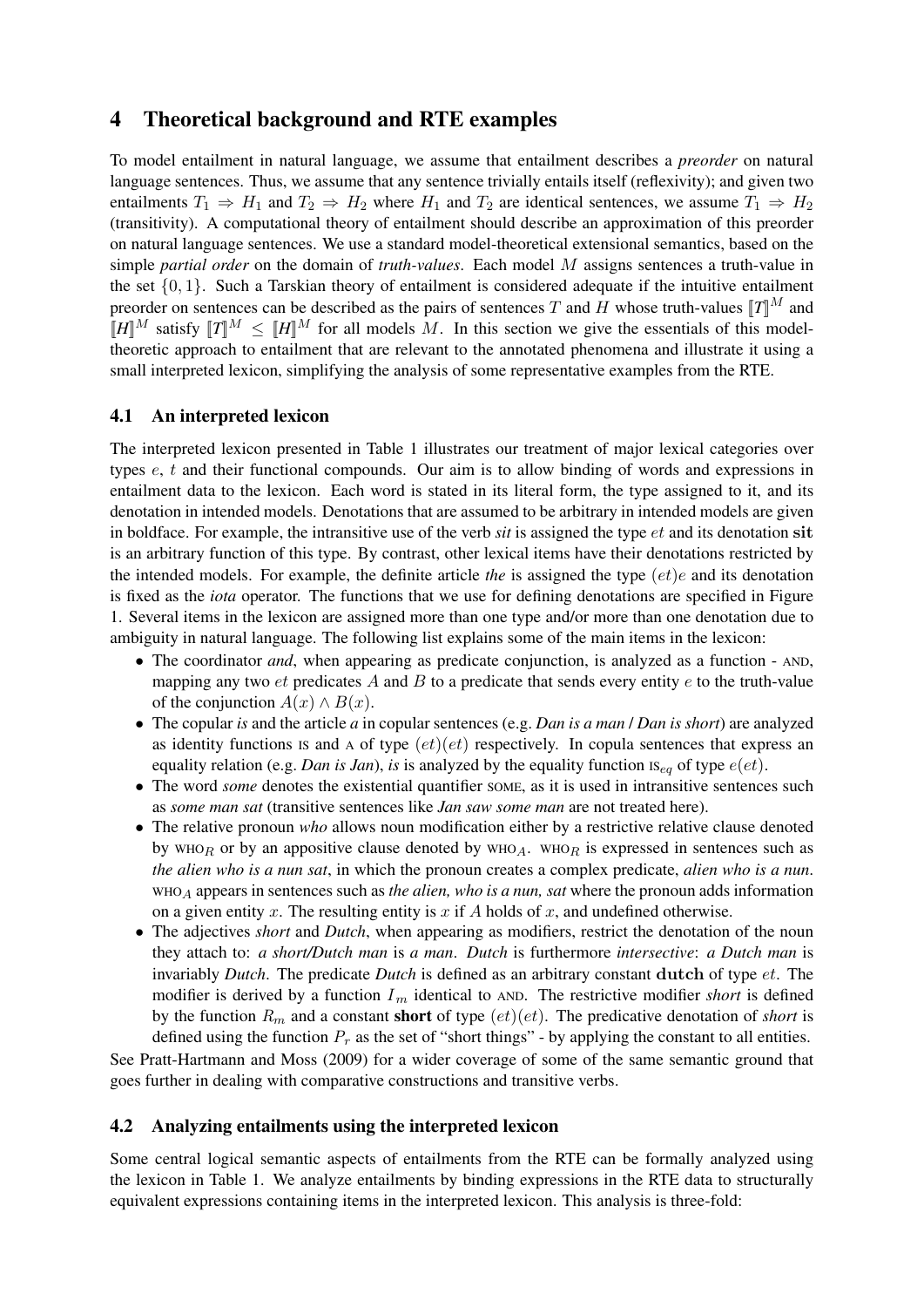## 4 Theoretical background and RTE examples

To model entailment in natural language, we assume that entailment describes a *preorder* on natural language sentences. Thus, we assume that any sentence trivially entails itself (reflexivity); and given two entailments $T_1 \Rightarrow H_1$ and $T_2 \Rightarrow H_2$ where $H_1$ and $T_2$ are identical sentences, we assume $T_1 \Rightarrow H_2$ (transitivity). A computational theory of entailment should describe an approximation of this preorder on natural language sentences. We use a standard model-theoretical extensional semantics, based on the simple *partial order* on the domain of *truth-values*. Each model $M$ assigns sentences a truth-value in the set $\{0, 1\}$. Such a Tarskian theory of entailment is considered adequate if the intuitive entailment preorder on sentences can be described as the pairs of sentences $T$ and $H$ whose truth-values $[\![T]\!]^M$ and $[\![H]\!]^M$ satisfy $[\![T]\!]^M \leq [\![H]\!]^M$ for all models $M$. In this section we give the essentials of this model-theoretic approach to entailment that are relevant to the annotated phenomena and illustrate it using a small interpreted lexicon, simplifying the analysis of some representative examples from the RTE.

### 4.1 An interpreted lexicon

The interpreted lexicon presented in Table 1 illustrates our treatment of major lexical categories over types $e$, $t$ and their functional compounds. Our aim is to allow binding of words and expressions in entailment data to the lexicon. Each word is stated in its literal form, the type assigned to it, and its denotation in intended models. Denotations that are assumed to be arbitrary in intended models are given in boldface. For example, the intransitive use of the verb *sit* is assigned the type $et$ and its denotation **sit** is an arbitrary function of this type. By contrast, other lexical items have their denotations restricted by the intended models. For example, the definite article *the* is assigned the type $(et)e$ and its denotation is fixed as the *iota* operator. The functions that we use for defining denotations are specified in Figure 1. Several items in the lexicon are assigned more than one type and/or more than one denotation due to ambiguity in natural language. The following list explains some of the main items in the lexicon:

- The coordinator *and*, when appearing as predicate conjunction, is analyzed as a function - AND, mapping any two $et$ predicates $A$ and $B$ to a predicate that sends every entity $e$ to the truth-value of the conjunction $A(x) \wedge B(x)$.
- The copular *is* and the article *a* in copular sentences (e.g. *Dan is a man* / *Dan is short*) are analyzed as identity functions IS and A of type $(et)(et)$ respectively. In copula sentences that express an equality relation (e.g. *Dan is Jan*), *is* is analyzed by the equality function $\text{IS}_{eq}$ of type $e(et)$.
- The word *some* denotes the existential quantifier SOME, as it is used in intransitive sentences such as *some man sat* (transitive sentences like *Jan saw some man* are not treated here).
- The relative pronoun *who* allows noun modification either by a restrictive relative clause denoted by $\text{WHO}_R$ or by an appositive clause denoted by $\text{WHO}_A$. $\text{WHO}_R$ is expressed in sentences such as *the alien who is a nun sat*, in which the pronoun creates a complex predicate, *alien who is a nun*. $\text{WHO}_A$ appears in sentences such as *the alien, who is a nun, sat* where the pronoun adds information on a given entity $x$. The resulting entity is $x$ if $A$ holds of $x$, and undefined otherwise.
- The adjectives *short* and *Dutch*, when appearing as modifiers, restrict the denotation of the noun they attach to: *a short/Dutch man* is *a man*. *Dutch* is furthermore *intersective*: *a Dutch man* is invariably *Dutch*. The predicate *Dutch* is defined as an arbitrary constant **dutch** of type $et$. The modifier is derived by a function $I_m$ identical to AND. The restrictive modifier *short* is defined by the function $R_m$ and a constant **short** of type $(et)(et)$. The predicative denotation of *short* is defined using the function $P_r$ as the set of "short things" - by applying the constant to all entities.

See Pratt-Hartmann and Moss (2009) for a wider coverage of some of the same semantic ground that goes further in dealing with comparative constructions and transitive verbs.

### 4.2 Analyzing entailments using the interpreted lexicon

Some central logical semantic aspects of entailments from the RTE can be formally analyzed using the lexicon in Table 1. We analyze entailments by binding expressions in the RTE data to structurally equivalent expressions containing items in the interpreted lexicon. This analysis is three-fold: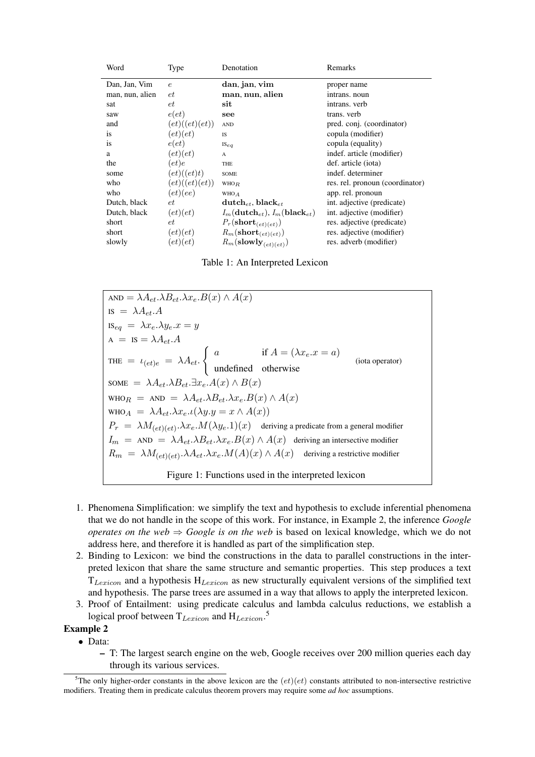| Word | Type | Denotation | Remarks |
|---|---|---|---|
| Dan, Jan, Vim | $e$ | $\mathbf{dan}$, $\mathbf{jan}$, $\mathbf{vim}$ | proper name |
| man, nun, alien | $et$ | $\mathbf{man}$, $\mathbf{nun}$, $\mathbf{alien}$ | intrans. noun |
| sat | $et$ | $\mathbf{sit}$ | intrans. verb |
| saw | $e(et)$ | $\mathbf{see}$ | trans. verb |
| and | $(et)((et)(et))$ | AND | pred. conj. (coordinator) |
| is | $(et)(et)$ | IS | copula (modifier) |
| is | $e(et)$ | $\text{IS}_{eq}$ | copula (equality) |
| a | $(et)(et)$ | A | indef. article (modifier) |
| the | $(et)e$ | THE | def. article (iota) |
| some | $(et)((et)t)$ | SOME | indef. determiner |
| who | $(et)((et)(et))$ | $\text{WHO}_R$ | res. rel. pronoun (coordinator) |
| who | $(et)(ee)$ | $\text{WHO}_A$ | app. rel. pronoun |
| Dutch, black | $et$ | $\mathbf{dutch}_{et}$, $\mathbf{black}_{et}$ | int. adjective (predicate) |
| Dutch, black | $(et)(et)$ | $I_m(\mathbf{dutch}_{et})$, $I_m(\mathbf{black}_{et})$ | int. adjective (modifier) |
| short | $et$ | $P_r(\mathbf{short}_{(et)(et)})$ | res. adjective (predicate) |
| short | $(et)(et)$ | $R_m(\mathbf{short}_{(et)(et)})$ | res. adjective (modifier) |
| slowly | $(et)(et)$ | $R_m(\mathbf{slowly}_{(et)(et)})$ | res. adverb (modifier) |

Table 1: An Interpreted Lexicon

$$\text{AND} = \lambda A_{et}.\lambda B_{et}.\lambda x_e.B(x) \wedge A(x)$$
$$\text{IS} = \lambda A_{et}.A$$
$$\text{IS}_{eq} = \lambda x_e.\lambda y_e.x = y$$
$$\text{A} = \text{IS} = \lambda A_{et}.A$$
$$\text{THE} = \iota_{(et)e} = \lambda A_{et}.\begin{cases} a & \text{if } A = (\lambda x_e.x = a) \\ \text{undefined} & \text{otherwise} \end{cases} \quad \text{(iota operator)}$$
$$\text{SOME} = \lambda A_{et}.\lambda B_{et}.\exists x_e.A(x) \wedge B(x)$$
$$\text{WHO}_R = \text{AND} = \lambda A_{et}.\lambda B_{et}.\lambda x_e.B(x) \wedge A(x)$$
$$\text{WHO}_A = \lambda A_{et}.\lambda x_e.\iota(\lambda y.y = x \wedge A(x))$$
$$P_r = \lambda M_{(et)(et)}.\lambda x_e.M(\lambda y_e.1)(x) \quad \text{deriving a predicate from a general modifier}$$
$$I_m = \text{AND} = \lambda A_{et}.\lambda B_{et}.\lambda x_e.B(x) \wedge A(x) \quad \text{deriving an intersective modifier}$$
$$R_m = \lambda M_{(et)(et)}.\lambda A_{et}.\lambda x_e.M(A)(x) \wedge A(x) \quad \text{deriving a restrictive modifier}$$

Figure 1: Functions used in the interpreted lexicon

1. Phenomena Simplification: we simplify the text and hypothesis to exclude inferential phenomena that we do not handle in the scope of this work. For instance, in Example 2, the inference *Google operates on the web* ⇒ *Google is on the web* is based on lexical knowledge, which we do not address here, and therefore it is handled as part of the simplification step.
2. Binding to Lexicon: we bind the constructions in the data to parallel constructions in the interpreted lexicon that share the same structure and semantic properties. This step produces a text $\text{T}_{Lexicon}$ and a hypothesis $\text{H}_{Lexicon}$ as new structurally equivalent versions of the simplified text and hypothesis. The parse trees are assumed in a way that allows to apply the interpreted lexicon.
3. Proof of Entailment: using predicate calculus and lambda calculus reductions, we establish a logical proof between $\text{T}_{Lexicon}$ and $\text{H}_{Lexicon}$.[5]

**Example 2**

- Data:
  - T: The largest search engine on the web, Google receives over 200 million queries each day through its various services.

[5]The only higher-order constants in the above lexicon are the $(et)(et)$ constants attributed to non-intersective restrictive modifiers. Treating them in predicate calculus theorem provers may require some *ad hoc* assumptions.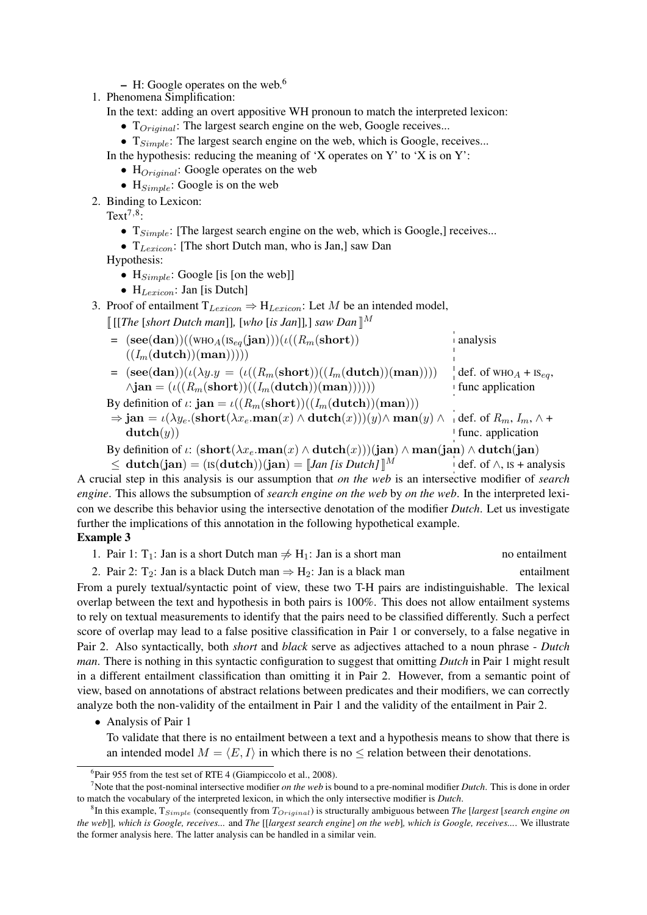– H: Google operates on the web.[6]

1. Phenomena Simplification:

   In the text: adding an overt appositive WH pronoun to match the interpreted lexicon:

   - $\mathrm{T}_{Original}$: The largest search engine on the web, Google receives...
   - $\mathrm{T}_{Simple}$: The largest search engine on the web, which is Google, receives...

   In the hypothesis: reducing the meaning of 'X operates on Y' to 'X is on Y':

   - $\mathrm{H}_{Original}$: Google operates on the web
   - $\mathrm{H}_{Simple}$: Google is on the web

2. Binding to Lexicon:

   Text[7,8]:

   - $\mathrm{T}_{Simple}$: [The largest search engine on the web, which is Google,] receives...
   - $\mathrm{T}_{Lexicon}$: [The short Dutch man, who is Jan,] saw Dan

   Hypothesis:

   - $\mathrm{H}_{Simple}$: Google [is [on the web]]
   - $\mathrm{H}_{Lexicon}$: Jan [is Dutch]

3. Proof of entailment $\mathrm{T}_{Lexicon} \Rightarrow \mathrm{H}_{Lexicon}$: Let $M$ be an intended model,

   $[\![ \,[[\textit{The } [\textit{short Dutch man}]], [\textit{who } [\textit{is Jan}]],] \textit{ saw Dan} ]\!]^M$

   $= (\mathbf{see}(\mathbf{dan}))((\text{WHO}_A(\text{IS}_{eq}(\mathbf{jan})))(\iota((R_m(\mathbf{short}))((I_m(\mathbf{dutch}))(\mathbf{man})))))$ — analysis

   $= (\mathbf{see}(\mathbf{dan}))(\iota(\lambda y.y = (\iota((R_m(\mathbf{short}))((I_m(\mathbf{dutch}))(\mathbf{man})))) \wedge \mathbf{jan} = (\iota((R_m(\mathbf{short}))((I_m(\mathbf{dutch}))(\mathbf{man}))))))$ — def. of $\text{WHO}_A$ + $\text{IS}_{eq}$, func application

   By definition of $\iota$: $\mathbf{jan} = \iota((R_m(\mathbf{short}))((I_m(\mathbf{dutch}))(\mathbf{man})))$

   $\Rightarrow \mathbf{jan} = \iota(\lambda y_e.(\mathbf{short}(\lambda x_e.\mathbf{man}(x) \wedge \mathbf{dutch}(x)))(y) \wedge \mathbf{man}(y) \wedge \mathbf{dutch}(y))$ — def. of $R_m$, $I_m$, $\wedge$ + func. application

   By definition of $\iota$: $(\mathbf{short}(\lambda x_e.\mathbf{man}(x) \wedge \mathbf{dutch}(x)))(\mathbf{jan}) \wedge \mathbf{man}(\mathbf{jan}) \wedge \mathbf{dutch}(\mathbf{jan})$

   $\leq \mathbf{dutch}(\mathbf{jan}) = (\text{IS}(\mathbf{dutch}))(\mathbf{jan}) = [\![ \textit{Jan [is Dutch]} ]\!]^M$ — def. of $\wedge$, IS + analysis

A crucial step in this analysis is our assumption that *on the web* is an intersective modifier of *search engine*. This allows the subsumption of *search engine on the web* by *on the web*. In the interpreted lexicon we describe this behavior using the intersective denotation of the modifier *Dutch*. Let us investigate further the implications of this annotation in the following hypothetical example.

**Example 3**

1. Pair 1: $\mathrm{T}_1$: Jan is a short Dutch man $\not\Rightarrow$ $\mathrm{H}_1$: Jan is a short man — no entailment
2. Pair 2: $\mathrm{T}_2$: Jan is a black Dutch man $\Rightarrow$ $\mathrm{H}_2$: Jan is a black man — entailment

From a purely textual/syntactic point of view, these two T-H pairs are indistinguishable. The lexical overlap between the text and hypothesis in both pairs is 100%. This does not allow entailment systems to rely on textual measurements to identify that the pairs need to be classified differently. Such a perfect score of overlap may lead to a false positive classification in Pair 1 or conversely, to a false negative in Pair 2. Also syntactically, both *short* and *black* serve as adjectives attached to a noun phrase - *Dutch man*. There is nothing in this syntactic configuration to suggest that omitting *Dutch* in Pair 1 might result in a different entailment classification than omitting it in Pair 2. However, from a semantic point of view, based on annotations of abstract relations between predicates and their modifiers, we can correctly analyze both the non-validity of the entailment in Pair 1 and the validity of the entailment in Pair 2.

- Analysis of Pair 1

  To validate that there is no entailment between a text and a hypothesis means to show that there is an intended model $M = \langle E, I \rangle$ in which there is no $\leq$ relation between their denotations.

---

[6] Pair 955 from the test set of RTE 4 (Giampiccolo et al., 2008).

[7] Note that the post-nominal intersective modifier *on the web* is bound to a pre-nominal modifier *Dutch*. This is done in order to match the vocabulary of the interpreted lexicon, in which the only intersective modifier is *Dutch*.

[8] In this example, $\mathrm{T}_{Simple}$ (consequently from $T_{Original}$) is structurally ambiguous between *The* [*largest* [*search engine on the web*]], *which is Google, receives...* and *The* [[*largest search engine*] *on the web*], *which is Google, receives....* We illustrate the former analysis here. The latter analysis can be handled in a similar vein.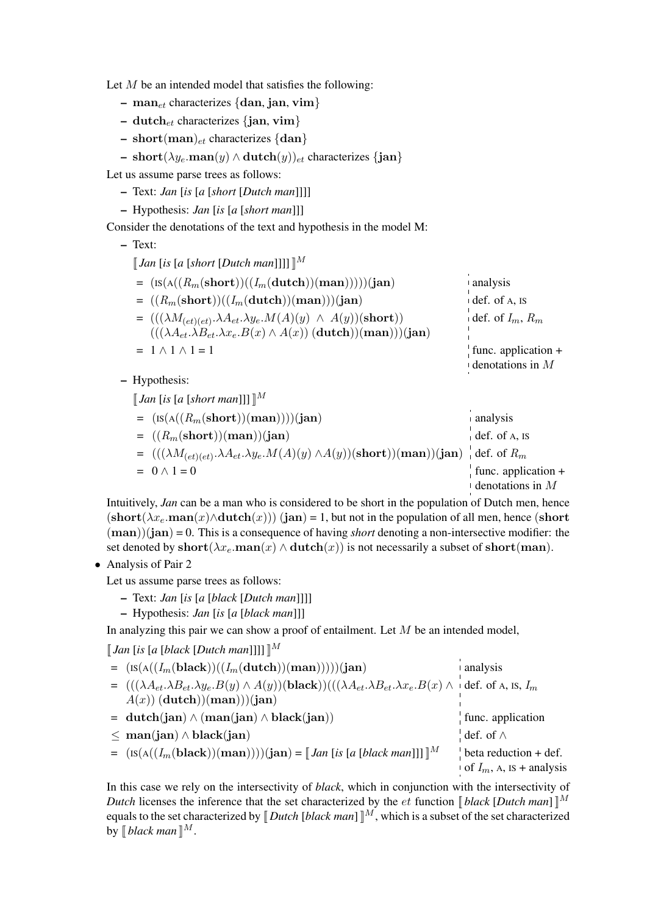Let $M$ be an intended model that satisfies the following:

- $\mathbf{man}_{et}$ characterizes $\{\mathbf{dan}, \mathbf{jan}, \mathbf{vim}\}$
- $\mathbf{dutch}_{et}$ characterizes $\{\mathbf{jan}, \mathbf{vim}\}$
- $\mathbf{short}(\mathbf{man})_{et}$ characterizes $\{\mathbf{dan}\}$
- $\mathbf{short}(\lambda y_e.\mathbf{man}(y) \wedge \mathbf{dutch}(y))_{et}$ characterizes $\{\mathbf{jan}\}$

Let us assume parse trees as follows:

- Text: *Jan* [*is* [*a* [*short* [*Dutch man*]]]]
- Hypothesis: *Jan* [*is* [*a* [*short man*]]]

Consider the denotations of the text and hypothesis in the model M:

- Text:

  $[\![$ *Jan* [*is* [*a* [*short* [*Dutch man*]]]] $]\!]^M$

  $= (\textsc{is}(\textsc{a}((R_m(\mathbf{short}))((I_m(\mathbf{dutch}))(\mathbf{man})))))(\mathbf{jan})$ — analysis

  $= ((R_m(\mathbf{short}))((I_m(\mathbf{dutch}))(\mathbf{man})))(\mathbf{jan})$ — def. of $\textsc{a}$, $\textsc{is}$

  $= (((\lambda M_{(et)(et)}.\lambda A_{et}.\lambda y_e.M(A)(y) \ \wedge \ A(y))(\mathbf{short}))$
  $(((\lambda A_{et}.\lambda B_{et}.\lambda x_e.B(x) \wedge A(x)) \ (\mathbf{dutch}))(\mathbf{man})))(\mathbf{jan})$ — def. of $I_m$, $R_m$

  $= 1 \wedge 1 \wedge 1 = 1$ — func. application + denotations in $M$

- Hypothesis:

  $[\![$ *Jan* [*is* [*a* [*short man*]]] $]\!]^M$

  $= (\textsc{is}(\textsc{a}((R_m(\mathbf{short}))(\mathbf{man}))))(\mathbf{jan})$ — analysis

  $= ((R_m(\mathbf{short}))(\mathbf{man}))(\mathbf{jan})$ — def. of $\textsc{a}$, $\textsc{is}$

  $= (((\lambda M_{(et)(et)}.\lambda A_{et}.\lambda y_e.M(A)(y) \wedge A(y))(\mathbf{short}))(\mathbf{man}))(\mathbf{jan})$ — def. of $R_m$

  $= 0 \wedge 1 = 0$ — func. application + denotations in $M$

Intuitively, *Jan* can be a man who is considered to be short in the population of Dutch men, hence $(\mathbf{short}(\lambda x_e.\mathbf{man}(x) \wedge \mathbf{dutch}(x)))\ (\mathbf{jan}) = 1$, but not in the population of all men, hence $(\mathbf{short}\ (\mathbf{man}))(\mathbf{jan}) = 0$. This is a consequence of having *short* denoting a non-intersective modifier: the set denoted by $\mathbf{short}(\lambda x_e.\mathbf{man}(x) \wedge \mathbf{dutch}(x))$ is not necessarily a subset of $\mathbf{short}(\mathbf{man})$.

- Analysis of Pair 2

  Let us assume parse trees as follows:

  - Text: *Jan* [*is* [*a* [*black* [*Dutch man*]]]]
  - Hypothesis: *Jan* [*is* [*a* [*black man*]]]

  In analyzing this pair we can show a proof of entailment. Let $M$ be an intended model,

  $[\![$ *Jan* [*is* [*a* [*black* [*Dutch man*]]]] $]\!]^M$

  $= (\textsc{is}(\textsc{a}((I_m(\mathbf{black}))((I_m(\mathbf{dutch}))(\mathbf{man})))))(\mathbf{jan})$ — analysis

  $= (((\lambda A_{et}.\lambda B_{et}.\lambda y_e.B(y) \wedge A(y))(\mathbf{black}))(((\lambda A_{et}.\lambda B_{et}.\lambda x_e.B(x) \wedge A(x))\ (\mathbf{dutch}))(\mathbf{man})))(\mathbf{jan})$ — def. of $\textsc{a}$, $\textsc{is}$, $I_m$

  $= \mathbf{dutch}(\mathbf{jan}) \wedge (\mathbf{man}(\mathbf{jan}) \wedge \mathbf{black}(\mathbf{jan}))$ — func. application

  $\leq \mathbf{man}(\mathbf{jan}) \wedge \mathbf{black}(\mathbf{jan})$ — def. of $\wedge$

  $= (\textsc{is}(\textsc{a}((I_m(\mathbf{black}))(\mathbf{man}))))(\mathbf{jan}) = [\![$ *Jan* [*is* [*a* [*black man*]]] $]\!]^M$ — beta reduction + def. of $I_m$, $\textsc{a}$, $\textsc{is}$ + analysis

  In this case we rely on the intersectivity of *black*, which in conjunction with the intersectivity of *Dutch* licenses the inference that the set characterized by the $et$ function $[\![$ *black* [*Dutch man*] $]\!]^M$ equals to the set characterized by $[\![$ *Dutch* [*black man*] $]\!]^M$, which is a subset of the set characterized by $[\![$ *black man* $]\!]^M$.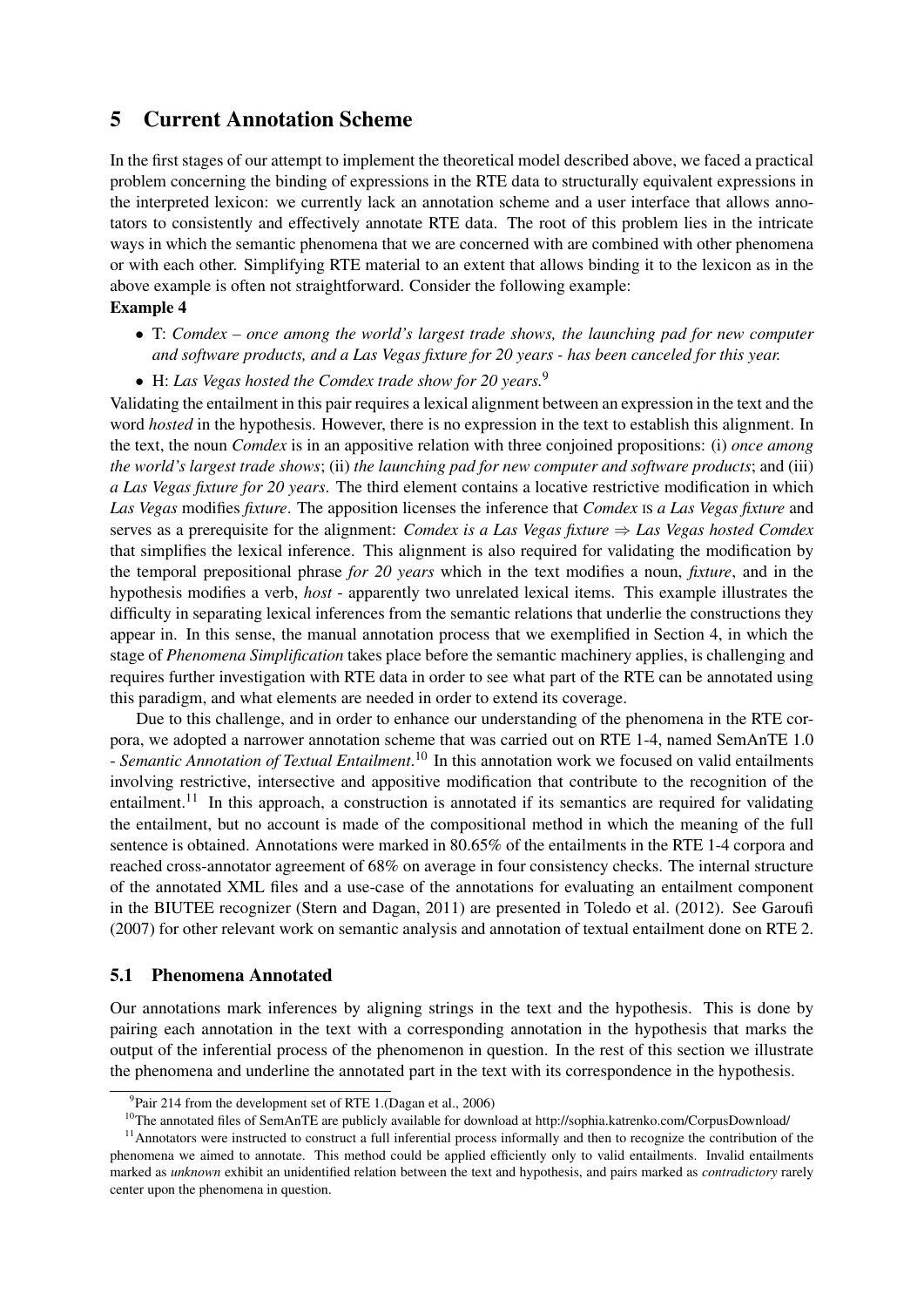# 5 Current Annotation Scheme

In the first stages of our attempt to implement the theoretical model described above, we faced a practical problem concerning the binding of expressions in the RTE data to structurally equivalent expressions in the interpreted lexicon: we currently lack an annotation scheme and a user interface that allows annotators to consistently and effectively annotate RTE data. The root of this problem lies in the intricate ways in which the semantic phenomena that we are concerned with are combined with other phenomena or with each other. Simplifying RTE material to an extent that allows binding it to the lexicon as in the above example is often not straightforward. Consider the following example:

**Example 4**

- T: *Comdex – once among the world's largest trade shows, the launching pad for new computer and software products, and a Las Vegas fixture for 20 years - has been canceled for this year.*
- H: *Las Vegas hosted the Comdex trade show for 20 years.*[9]

Validating the entailment in this pair requires a lexical alignment between an expression in the text and the word *hosted* in the hypothesis. However, there is no expression in the text to establish this alignment. In the text, the noun *Comdex* is in an appositive relation with three conjoined propositions: (i) *once among the world's largest trade shows*; (ii) *the launching pad for new computer and software products*; and (iii) *a Las Vegas fixture for 20 years*. The third element contains a locative restrictive modification in which *Las Vegas* modifies *fixture*. The apposition licenses the inference that *Comdex* IS *a Las Vegas fixture* and serves as a prerequisite for the alignment: *Comdex is a Las Vegas fixture* ⇒ *Las Vegas hosted Comdex* that simplifies the lexical inference. This alignment is also required for validating the modification by the temporal prepositional phrase *for 20 years* which in the text modifies a noun, *fixture*, and in the hypothesis modifies a verb, *host* - apparently two unrelated lexical items. This example illustrates the difficulty in separating lexical inferences from the semantic relations that underlie the constructions they appear in. In this sense, the manual annotation process that we exemplified in Section 4, in which the stage of *Phenomena Simplification* takes place before the semantic machinery applies, is challenging and requires further investigation with RTE data in order to see what part of the RTE can be annotated using this paradigm, and what elements are needed in order to extend its coverage.

Due to this challenge, and in order to enhance our understanding of the phenomena in the RTE corpora, we adopted a narrower annotation scheme that was carried out on RTE 1-4, named SemAnTE 1.0 - *Semantic Annotation of Textual Entailment*.[10] In this annotation work we focused on valid entailments involving restrictive, intersective and appositive modification that contribute to the recognition of the entailment.[11] In this approach, a construction is annotated if its semantics are required for validating the entailment, but no account is made of the compositional method in which the meaning of the full sentence is obtained. Annotations were marked in 80.65% of the entailments in the RTE 1-4 corpora and reached cross-annotator agreement of 68% on average in four consistency checks. The internal structure of the annotated XML files and a use-case of the annotations for evaluating an entailment component in the BIUTEE recognizer (Stern and Dagan, 2011) are presented in Toledo et al. (2012). See Garoufi (2007) for other relevant work on semantic analysis and annotation of textual entailment done on RTE 2.

## 5.1 Phenomena Annotated

Our annotations mark inferences by aligning strings in the text and the hypothesis. This is done by pairing each annotation in the text with a corresponding annotation in the hypothesis that marks the output of the inferential process of the phenomenon in question. In the rest of this section we illustrate the phenomena and underline the annotated part in the text with its correspondence in the hypothesis.

[9] Pair 214 from the development set of RTE 1.(Dagan et al., 2006)

[10] The annotated files of SemAnTE are publicly available for download at http://sophia.katrenko.com/CorpusDownload/

[11] Annotators were instructed to construct a full inferential process informally and then to recognize the contribution of the phenomena we aimed to annotate. This method could be applied efficiently only to valid entailments. Invalid entailments marked as *unknown* exhibit an unidentified relation between the text and hypothesis, and pairs marked as *contradictory* rarely center upon the phenomena in question.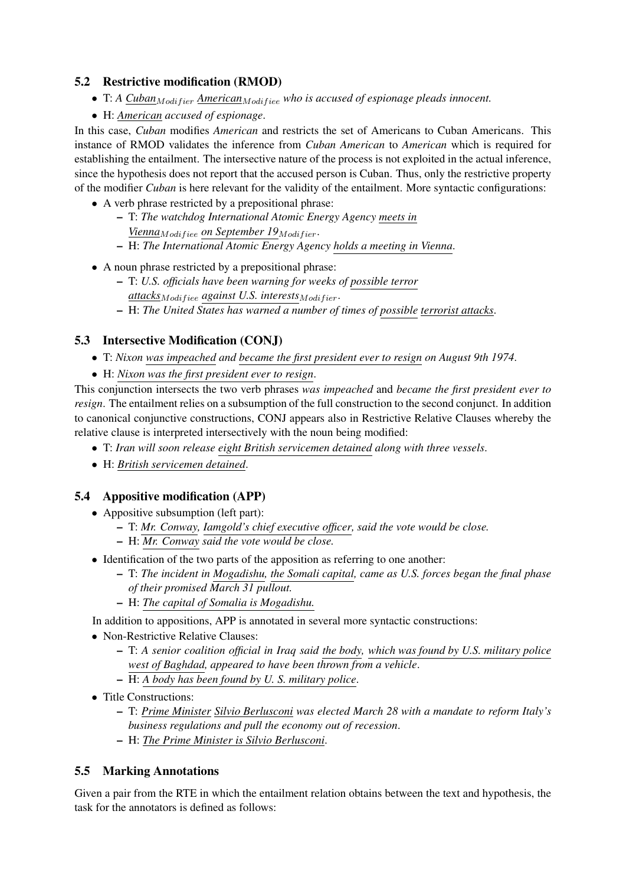### 5.2 Restrictive modification (RMOD)

- T: *A Cuban$_{Modifier}$ American$_{Modifiee}$ who is accused of espionage pleads innocent.*
- H: *American accused of espionage*.

In this case, *Cuban* modifies *American* and restricts the set of Americans to Cuban Americans. This instance of RMOD validates the inference from *Cuban American* to *American* which is required for establishing the entailment. The intersective nature of the process is not exploited in the actual inference, since the hypothesis does not report that the accused person is Cuban. Thus, only the restrictive property of the modifier *Cuban* is here relevant for the validity of the entailment. More syntactic configurations:

- A verb phrase restricted by a prepositional phrase:
  - T: *The watchdog International Atomic Energy Agency meets in Vienna$_{Modifiee}$ on September 19$_{Modifier}$*.
  - H: *The International Atomic Energy Agency holds a meeting in Vienna*.
- A noun phrase restricted by a prepositional phrase:
  - T: *U.S. officials have been warning for weeks of possible terror attacks$_{Modifiee}$ against U.S. interests$_{Modifier}$*.
  - H: *The United States has warned a number of times of possible terrorist attacks*.

### 5.3 Intersective Modification (CONJ)

- T: *Nixon was impeached and became the first president ever to resign on August 9th 1974*.
- H: *Nixon was the first president ever to resign*.

This conjunction intersects the two verb phrases *was impeached* and *became the first president ever to resign*. The entailment relies on a subsumption of the full construction to the second conjunct. In addition to canonical conjunctive constructions, CONJ appears also in Restrictive Relative Clauses whereby the relative clause is interpreted intersectively with the noun being modified:

- T: *Iran will soon release eight British servicemen detained along with three vessels*.
- H: *British servicemen detained*.

### 5.4 Appositive modification (APP)

- Appositive subsumption (left part):
  - T: *Mr. Conway, Iamgold's chief executive officer, said the vote would be close.*
  - H: *Mr. Conway said the vote would be close.*
- Identification of the two parts of the apposition as referring to one another:
  - T: *The incident in Mogadishu, the Somali capital, came as U.S. forces began the final phase of their promised March 31 pullout.*
  - H: *The capital of Somalia is Mogadishu.*

In addition to appositions, APP is annotated in several more syntactic constructions:

- Non-Restrictive Relative Clauses:
  - T: *A senior coalition official in Iraq said the body, which was found by U.S. military police west of Baghdad, appeared to have been thrown from a vehicle*.
  - H: *A body has been found by U. S. military police*.
- Title Constructions:
  - T: *Prime Minister Silvio Berlusconi was elected March 28 with a mandate to reform Italy's business regulations and pull the economy out of recession*.
  - H: *The Prime Minister is Silvio Berlusconi*.

### 5.5 Marking Annotations

Given a pair from the RTE in which the entailment relation obtains between the text and hypothesis, the task for the annotators is defined as follows: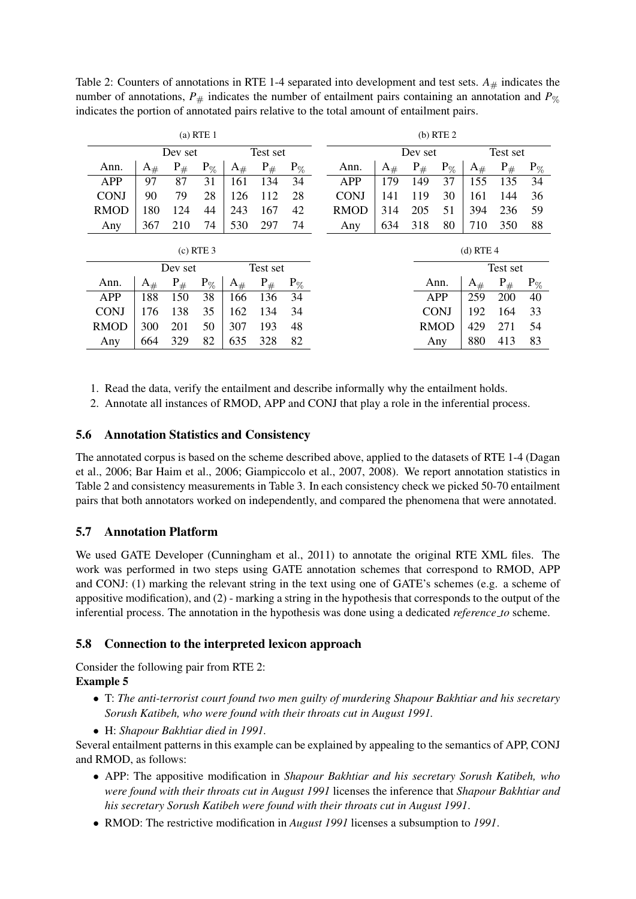Table 2: Counters of annotations in RTE 1-4 separated into development and test sets. $A_{\#}$ indicates the number of annotations, $P_{\#}$ indicates the number of entailment pairs containing an annotation and $P_{\%}$ indicates the portion of annotated pairs relative to the total amount of entailment pairs.

(a) RTE 1

| | Dev set | | | Test set | | |
|---|---|---|---|---|---|---|
| Ann. | $A_{\#}$ | $P_{\#}$ | $P_{\%}$ | $A_{\#}$ | $P_{\#}$ | $P_{\%}$ |
| APP | 97 | 87 | 31 | 161 | 134 | 34 |
| CONJ | 90 | 79 | 28 | 126 | 112 | 28 |
| RMOD | 180 | 124 | 44 | 243 | 167 | 42 |
| Any | 367 | 210 | 74 | 530 | 297 | 74 |

(b) RTE 2

| | Dev set | | | Test set | | |
|---|---|---|---|---|---|---|
| Ann. | $A_{\#}$ | $P_{\#}$ | $P_{\%}$ | $A_{\#}$ | $P_{\#}$ | $P_{\%}$ |
| APP | 179 | 149 | 37 | 155 | 135 | 34 |
| CONJ | 141 | 119 | 30 | 161 | 144 | 36 |
| RMOD | 314 | 205 | 51 | 394 | 236 | 59 |
| Any | 634 | 318 | 80 | 710 | 350 | 88 |

(c) RTE 3

| | Dev set | | | Test set | | |
|---|---|---|---|---|---|---|
| Ann. | $A_{\#}$ | $P_{\#}$ | $P_{\%}$ | $A_{\#}$ | $P_{\#}$ | $P_{\%}$ |
| APP | 188 | 150 | 38 | 166 | 136 | 34 |
| CONJ | 176 | 138 | 35 | 162 | 134 | 34 |
| RMOD | 300 | 201 | 50 | 307 | 193 | 48 |
| Any | 664 | 329 | 82 | 635 | 328 | 82 |

(d) RTE 4

| | Test set | | |
|---|---|---|---|
| Ann. | $A_{\#}$ | $P_{\#}$ | $P_{\%}$ |
| APP | 259 | 200 | 40 |
| CONJ | 192 | 164 | 33 |
| RMOD | 429 | 271 | 54 |
| Any | 880 | 413 | 83 |

1. Read the data, verify the entailment and describe informally why the entailment holds.
2. Annotate all instances of RMOD, APP and CONJ that play a role in the inferential process.

### 5.6 Annotation Statistics and Consistency

The annotated corpus is based on the scheme described above, applied to the datasets of RTE 1-4 (Dagan et al., 2006; Bar Haim et al., 2006; Giampiccolo et al., 2007, 2008). We report annotation statistics in Table 2 and consistency measurements in Table 3. In each consistency check we picked 50-70 entailment pairs that both annotators worked on independently, and compared the phenomena that were annotated.

### 5.7 Annotation Platform

We used GATE Developer (Cunningham et al., 2011) to annotate the original RTE XML files. The work was performed in two steps using GATE annotation schemes that correspond to RMOD, APP and CONJ: (1) marking the relevant string in the text using one of GATE's schemes (e.g. a scheme of appositive modification), and (2) - marking a string in the hypothesis that corresponds to the output of the inferential process. The annotation in the hypothesis was done using a dedicated *reference_to* scheme.

### 5.8 Connection to the interpreted lexicon approach

Consider the following pair from RTE 2:
**Example 5**

- T: *The anti-terrorist court found two men guilty of murdering Shapour Bakhtiar and his secretary Sorush Katibeh, who were found with their throats cut in August 1991.*
- H: *Shapour Bakhtiar died in 1991.*

Several entailment patterns in this example can be explained by appealing to the semantics of APP, CONJ and RMOD, as follows:

- APP: The appositive modification in *Shapour Bakhtiar and his secretary Sorush Katibeh, who were found with their throats cut in August 1991* licenses the inference that *Shapour Bakhtiar and his secretary Sorush Katibeh were found with their throats cut in August 1991*.
- RMOD: The restrictive modification in *August 1991* licenses a subsumption to *1991*.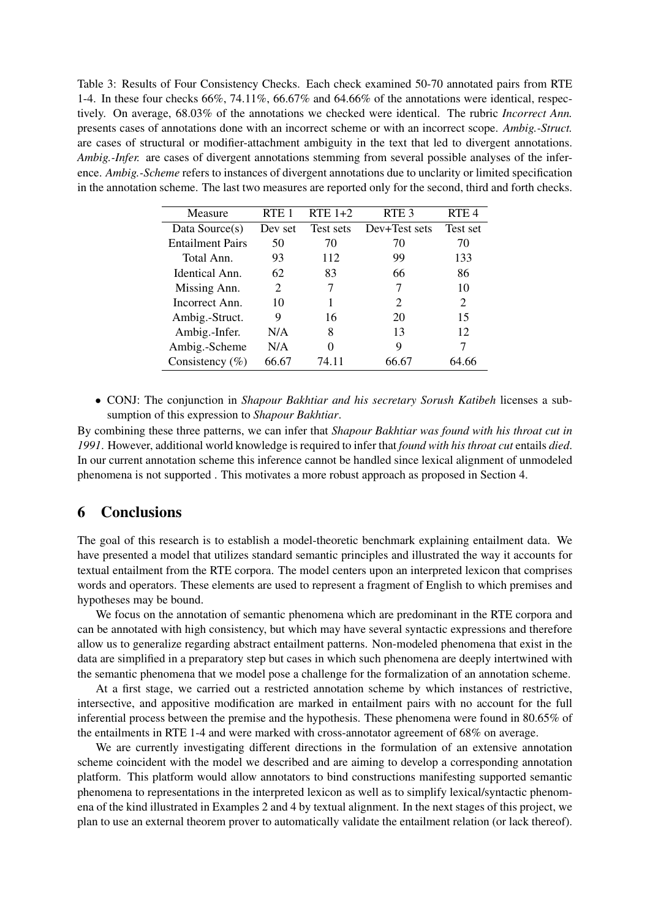Table 3: Results of Four Consistency Checks. Each check examined 50-70 annotated pairs from RTE 1-4. In these four checks 66%, 74.11%, 66.67% and 64.66% of the annotations were identical, respectively. On average, 68.03% of the annotations we checked were identical. The rubric *Incorrect Ann.* presents cases of annotations done with an incorrect scheme or with an incorrect scope. *Ambig.-Struct.* are cases of structural or modifier-attachment ambiguity in the text that led to divergent annotations. *Ambig.-Infer.* are cases of divergent annotations stemming from several possible analyses of the inference. *Ambig.-Scheme* refers to instances of divergent annotations due to unclarity or limited specification in the annotation scheme. The last two measures are reported only for the second, third and forth checks.

| Measure | RTE 1 | RTE 1+2 | RTE 3 | RTE 4 |
|---|---|---|---|---|
| Data Source(s) | Dev set | Test sets | Dev+Test sets | Test set |
| Entailment Pairs | 50 | 70 | 70 | 70 |
| Total Ann. | 93 | 112 | 99 | 133 |
| Identical Ann. | 62 | 83 | 66 | 86 |
| Missing Ann. | 2 | 7 | 7 | 10 |
| Incorrect Ann. | 10 | 1 | 2 | 2 |
| Ambig.-Struct. | 9 | 16 | 20 | 15 |
| Ambig.-Infer. | N/A | 8 | 13 | 12 |
| Ambig.-Scheme | N/A | 0 | 9 | 7 |
| Consistency (%) | 66.67 | 74.11 | 66.67 | 64.66 |

- CONJ: The conjunction in *Shapour Bakhtiar and his secretary Sorush Katibeh* licenses a subsumption of this expression to *Shapour Bakhtiar*.

By combining these three patterns, we can infer that *Shapour Bakhtiar was found with his throat cut in 1991*. However, additional world knowledge is required to infer that *found with his throat cut* entails *died*. In our current annotation scheme this inference cannot be handled since lexical alignment of unmodeled phenomena is not supported . This motivates a more robust approach as proposed in Section 4.

## 6 Conclusions

The goal of this research is to establish a model-theoretic benchmark explaining entailment data. We have presented a model that utilizes standard semantic principles and illustrated the way it accounts for textual entailment from the RTE corpora. The model centers upon an interpreted lexicon that comprises words and operators. These elements are used to represent a fragment of English to which premises and hypotheses may be bound.

We focus on the annotation of semantic phenomena which are predominant in the RTE corpora and can be annotated with high consistency, but which may have several syntactic expressions and therefore allow us to generalize regarding abstract entailment patterns. Non-modeled phenomena that exist in the data are simplified in a preparatory step but cases in which such phenomena are deeply intertwined with the semantic phenomena that we model pose a challenge for the formalization of an annotation scheme.

At a first stage, we carried out a restricted annotation scheme by which instances of restrictive, intersective, and appositive modification are marked in entailment pairs with no account for the full inferential process between the premise and the hypothesis. These phenomena were found in 80.65% of the entailments in RTE 1-4 and were marked with cross-annotator agreement of 68% on average.

We are currently investigating different directions in the formulation of an extensive annotation scheme coincident with the model we described and are aiming to develop a corresponding annotation platform. This platform would allow annotators to bind constructions manifesting supported semantic phenomena to representations in the interpreted lexicon as well as to simplify lexical/syntactic phenomena of the kind illustrated in Examples 2 and 4 by textual alignment. In the next stages of this project, we plan to use an external theorem prover to automatically validate the entailment relation (or lack thereof).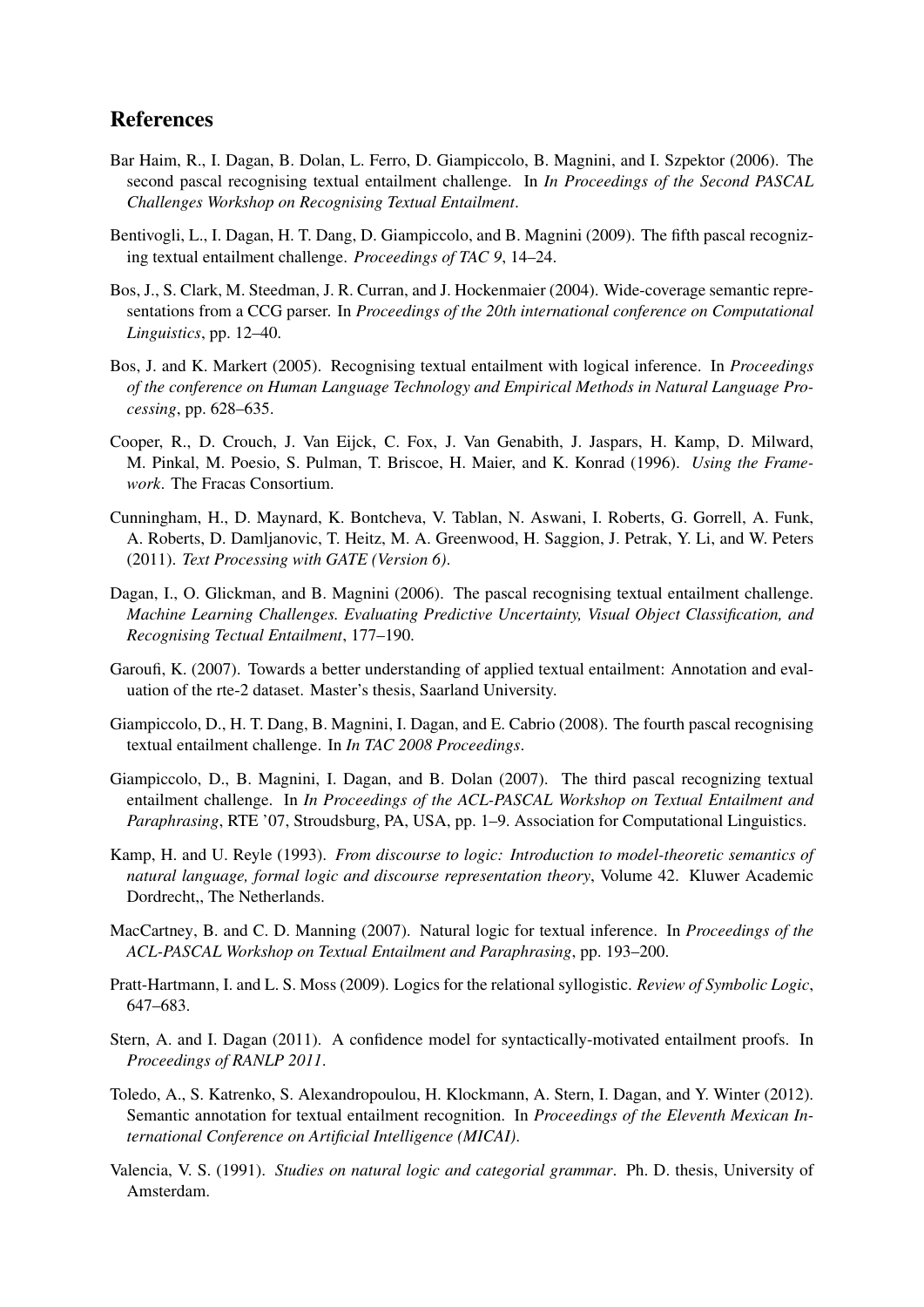## References

Bar Haim, R., I. Dagan, B. Dolan, L. Ferro, D. Giampiccolo, B. Magnini, and I. Szpektor (2006). The second pascal recognising textual entailment challenge. In *In Proceedings of the Second PASCAL Challenges Workshop on Recognising Textual Entailment*.

Bentivogli, L., I. Dagan, H. T. Dang, D. Giampiccolo, and B. Magnini (2009). The fifth pascal recognizing textual entailment challenge. *Proceedings of TAC 9*, 14–24.

Bos, J., S. Clark, M. Steedman, J. R. Curran, and J. Hockenmaier (2004). Wide-coverage semantic representations from a CCG parser. In *Proceedings of the 20th international conference on Computational Linguistics*, pp. 12–40.

Bos, J. and K. Markert (2005). Recognising textual entailment with logical inference. In *Proceedings of the conference on Human Language Technology and Empirical Methods in Natural Language Processing*, pp. 628–635.

Cooper, R., D. Crouch, J. Van Eijck, C. Fox, J. Van Genabith, J. Jaspars, H. Kamp, D. Milward, M. Pinkal, M. Poesio, S. Pulman, T. Briscoe, H. Maier, and K. Konrad (1996). *Using the Framework*. The Fracas Consortium.

Cunningham, H., D. Maynard, K. Bontcheva, V. Tablan, N. Aswani, I. Roberts, G. Gorrell, A. Funk, A. Roberts, D. Damljanovic, T. Heitz, M. A. Greenwood, H. Saggion, J. Petrak, Y. Li, and W. Peters (2011). *Text Processing with GATE (Version 6)*.

Dagan, I., O. Glickman, and B. Magnini (2006). The pascal recognising textual entailment challenge. *Machine Learning Challenges. Evaluating Predictive Uncertainty, Visual Object Classification, and Recognising Tectual Entailment*, 177–190.

Garoufi, K. (2007). Towards a better understanding of applied textual entailment: Annotation and evaluation of the rte-2 dataset. Master's thesis, Saarland University.

Giampiccolo, D., H. T. Dang, B. Magnini, I. Dagan, and E. Cabrio (2008). The fourth pascal recognising textual entailment challenge. In *In TAC 2008 Proceedings*.

Giampiccolo, D., B. Magnini, I. Dagan, and B. Dolan (2007). The third pascal recognizing textual entailment challenge. In *In Proceedings of the ACL-PASCAL Workshop on Textual Entailment and Paraphrasing*, RTE '07, Stroudsburg, PA, USA, pp. 1–9. Association for Computational Linguistics.

Kamp, H. and U. Reyle (1993). *From discourse to logic: Introduction to model-theoretic semantics of natural language, formal logic and discourse representation theory*, Volume 42. Kluwer Academic Dordrecht,, The Netherlands.

MacCartney, B. and C. D. Manning (2007). Natural logic for textual inference. In *Proceedings of the ACL-PASCAL Workshop on Textual Entailment and Paraphrasing*, pp. 193–200.

Pratt-Hartmann, I. and L. S. Moss (2009). Logics for the relational syllogistic. *Review of Symbolic Logic*, 647–683.

Stern, A. and I. Dagan (2011). A confidence model for syntactically-motivated entailment proofs. In *Proceedings of RANLP 2011*.

Toledo, A., S. Katrenko, S. Alexandropoulou, H. Klockmann, A. Stern, I. Dagan, and Y. Winter (2012). Semantic annotation for textual entailment recognition. In *Proceedings of the Eleventh Mexican International Conference on Artificial Intelligence (MICAI)*.

Valencia, V. S. (1991). *Studies on natural logic and categorial grammar*. Ph. D. thesis, University of Amsterdam.